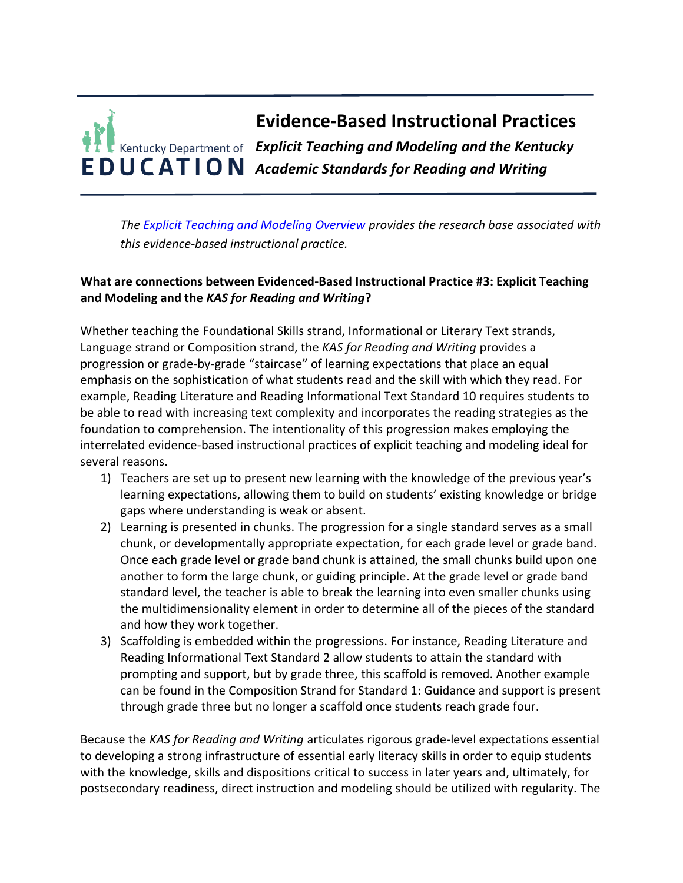# Evidence-Based Instructional Practices

## *Explicit Teaching and Modeling and the Kentucky Academic Standards for Reading and Writing*

*The [Explicit Teaching and Modeling Overview]() provides the research base associated with this evidence-based instructional practice.*

**What are connections between Evidenced-Based Instructional Practice #3: Explicit Teaching and Modeling and the *KAS for Reading and Writing*?**

Whether teaching the Foundational Skills strand, Informational or Literary Text strands, Language strand or Composition strand, the *KAS for Reading and Writing* provides a progression or grade-by-grade "staircase" of learning expectations that place an equal emphasis on the sophistication of what students read and the skill with which they read. For example, Reading Literature and Reading Informational Text Standard 10 requires students to be able to read with increasing text complexity and incorporates the reading strategies as the foundation to comprehension. The intentionality of this progression makes employing the interrelated evidence-based instructional practices of explicit teaching and modeling ideal for several reasons.

1) Teachers are set up to present new learning with the knowledge of the previous year's learning expectations, allowing them to build on students' existing knowledge or bridge gaps where understanding is weak or absent.
2) Learning is presented in chunks. The progression for a single standard serves as a small chunk, or developmentally appropriate expectation, for each grade level or grade band. Once each grade level or grade band chunk is attained, the small chunks build upon one another to form the large chunk, or guiding principle. At the grade level or grade band standard level, the teacher is able to break the learning into even smaller chunks using the multidimensionality element in order to determine all of the pieces of the standard and how they work together.
3) Scaffolding is embedded within the progressions. For instance, Reading Literature and Reading Informational Text Standard 2 allow students to attain the standard with prompting and support, but by grade three, this scaffold is removed. Another example can be found in the Composition Strand for Standard 1: Guidance and support is present through grade three but no longer a scaffold once students reach grade four.

Because the *KAS for Reading and Writing* articulates rigorous grade-level expectations essential to developing a strong infrastructure of essential early literacy skills in order to equip students with the knowledge, skills and dispositions critical to success in later years and, ultimately, for postsecondary readiness, direct instruction and modeling should be utilized with regularity. The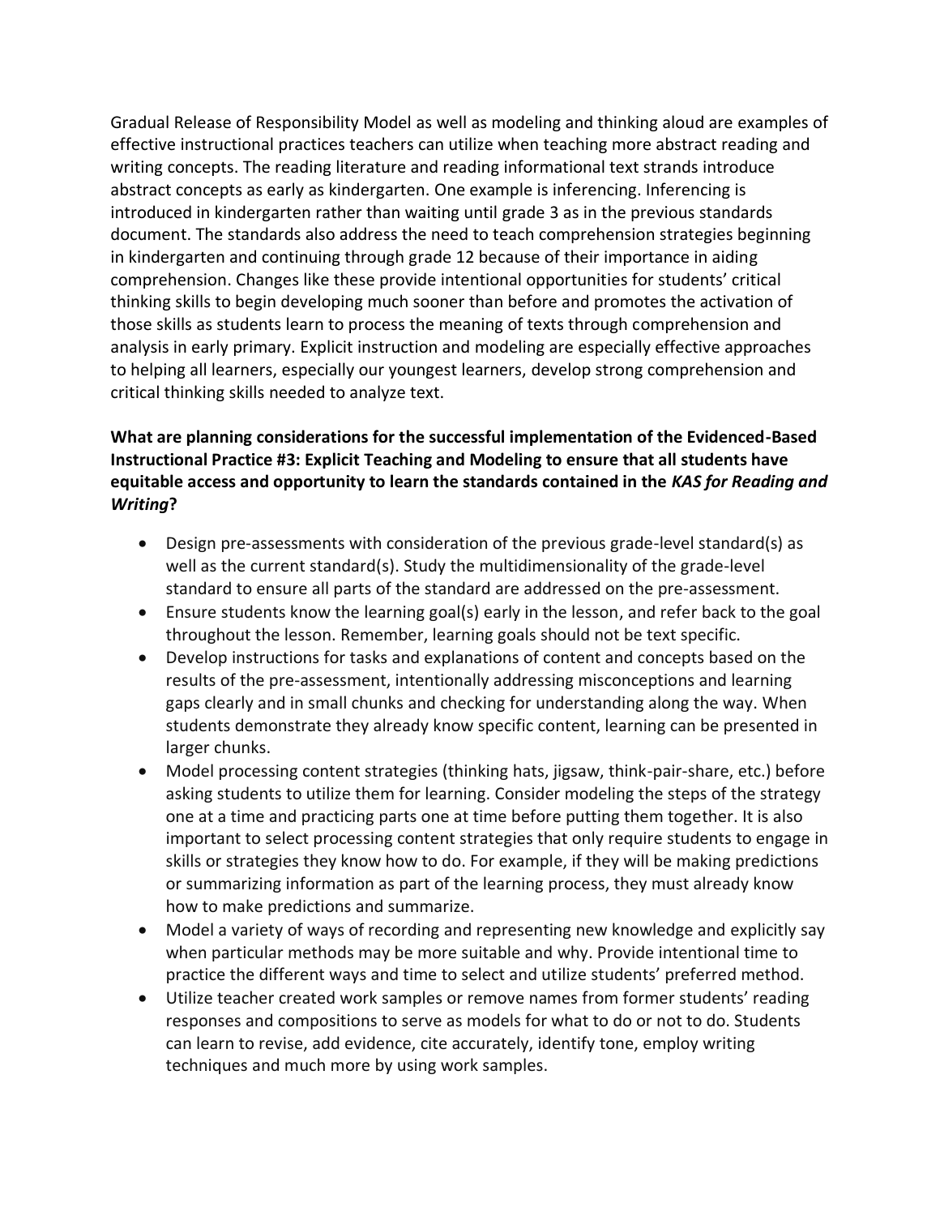Gradual Release of Responsibility Model as well as modeling and thinking aloud are examples of effective instructional practices teachers can utilize when teaching more abstract reading and writing concepts. The reading literature and reading informational text strands introduce abstract concepts as early as kindergarten. One example is inferencing. Inferencing is introduced in kindergarten rather than waiting until grade 3 as in the previous standards document. The standards also address the need to teach comprehension strategies beginning in kindergarten and continuing through grade 12 because of their importance in aiding comprehension. Changes like these provide intentional opportunities for students' critical thinking skills to begin developing much sooner than before and promotes the activation of those skills as students learn to process the meaning of texts through comprehension and analysis in early primary. Explicit instruction and modeling are especially effective approaches to helping all learners, especially our youngest learners, develop strong comprehension and critical thinking skills needed to analyze text.

**What are planning considerations for the successful implementation of the Evidenced-Based Instructional Practice #3: Explicit Teaching and Modeling to ensure that all students have equitable access and opportunity to learn the standards contained in the *KAS for Reading and Writing*?**

- Design pre-assessments with consideration of the previous grade-level standard(s) as well as the current standard(s). Study the multidimensionality of the grade-level standard to ensure all parts of the standard are addressed on the pre-assessment.
- Ensure students know the learning goal(s) early in the lesson, and refer back to the goal throughout the lesson. Remember, learning goals should not be text specific.
- Develop instructions for tasks and explanations of content and concepts based on the results of the pre-assessment, intentionally addressing misconceptions and learning gaps clearly and in small chunks and checking for understanding along the way. When students demonstrate they already know specific content, learning can be presented in larger chunks.
- Model processing content strategies (thinking hats, jigsaw, think-pair-share, etc.) before asking students to utilize them for learning. Consider modeling the steps of the strategy one at a time and practicing parts one at time before putting them together. It is also important to select processing content strategies that only require students to engage in skills or strategies they know how to do. For example, if they will be making predictions or summarizing information as part of the learning process, they must already know how to make predictions and summarize.
- Model a variety of ways of recording and representing new knowledge and explicitly say when particular methods may be more suitable and why. Provide intentional time to practice the different ways and time to select and utilize students' preferred method.
- Utilize teacher created work samples or remove names from former students' reading responses and compositions to serve as models for what to do or not to do. Students can learn to revise, add evidence, cite accurately, identify tone, employ writing techniques and much more by using work samples.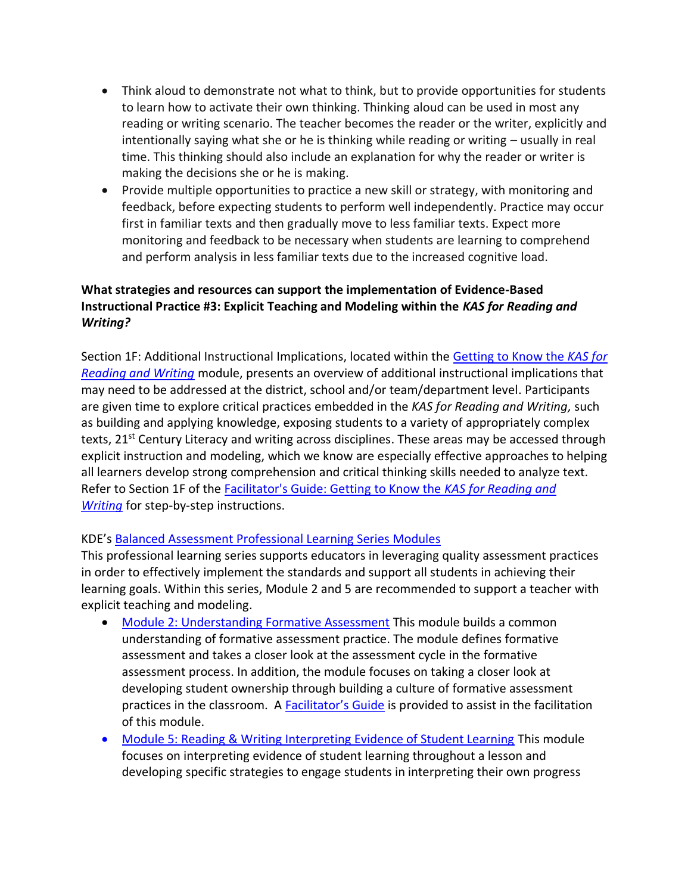- Think aloud to demonstrate not what to think, but to provide opportunities for students to learn how to activate their own thinking. Thinking aloud can be used in most any reading or writing scenario. The teacher becomes the reader or the writer, explicitly and intentionally saying what she or he is thinking while reading or writing – usually in real time. This thinking should also include an explanation for why the reader or writer is making the decisions she or he is making.
- Provide multiple opportunities to practice a new skill or strategy, with monitoring and feedback, before expecting students to perform well independently. Practice may occur first in familiar texts and then gradually move to less familiar texts. Expect more monitoring and feedback to be necessary when students are learning to comprehend and perform analysis in less familiar texts due to the increased cognitive load.

**What strategies and resources can support the implementation of Evidence-Based Instructional Practice #3: Explicit Teaching and Modeling within the *KAS for Reading and Writing?***

Section 1F: Additional Instructional Implications, located within the Getting to Know the *KAS for Reading and Writing* module, presents an overview of additional instructional implications that may need to be addressed at the district, school and/or team/department level. Participants are given time to explore critical practices embedded in the *KAS for Reading and Writing,* such as building and applying knowledge, exposing students to a variety of appropriately complex texts, 21st Century Literacy and writing across disciplines. These areas may be accessed through explicit instruction and modeling, which we know are especially effective approaches to helping all learners develop strong comprehension and critical thinking skills needed to analyze text. Refer to Section 1F of the Facilitator's Guide: Getting to Know the *KAS for Reading and Writing* for step-by-step instructions.

KDE's Balanced Assessment Professional Learning Series Modules
This professional learning series supports educators in leveraging quality assessment practices in order to effectively implement the standards and support all students in achieving their learning goals. Within this series, Module 2 and 5 are recommended to support a teacher with explicit teaching and modeling.

- Module 2: Understanding Formative Assessment This module builds a common understanding of formative assessment practice. The module defines formative assessment and takes a closer look at the assessment cycle in the formative assessment process. In addition, the module focuses on taking a closer look at developing student ownership through building a culture of formative assessment practices in the classroom. A Facilitator's Guide is provided to assist in the facilitation of this module.
- Module 5: Reading & Writing Interpreting Evidence of Student Learning This module focuses on interpreting evidence of student learning throughout a lesson and developing specific strategies to engage students in interpreting their own progress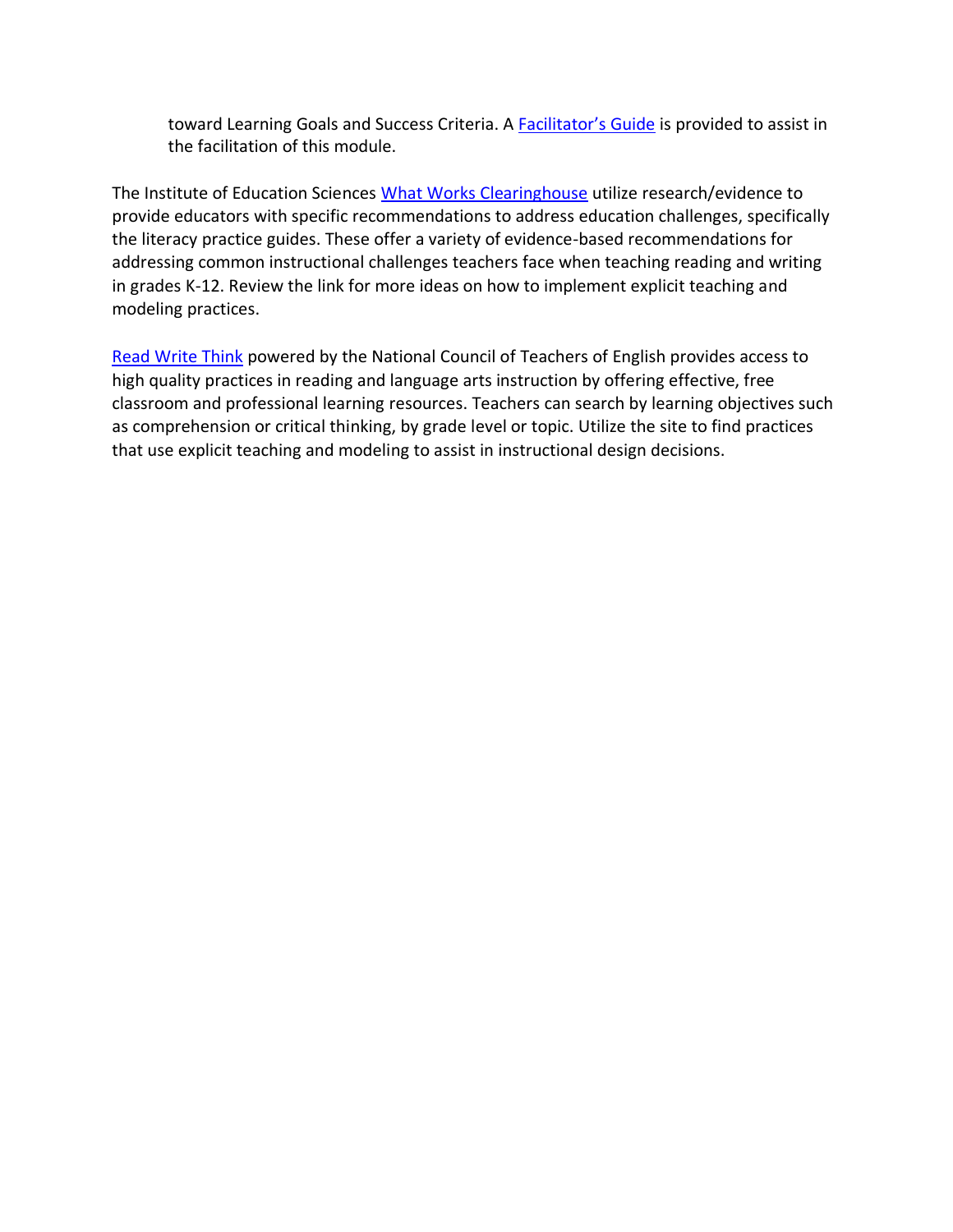toward Learning Goals and Success Criteria. A Facilitator's Guide is provided to assist in the facilitation of this module.

The Institute of Education Sciences What Works Clearinghouse utilize research/evidence to provide educators with specific recommendations to address education challenges, specifically the literacy practice guides. These offer a variety of evidence-based recommendations for addressing common instructional challenges teachers face when teaching reading and writing in grades K-12. Review the link for more ideas on how to implement explicit teaching and modeling practices.

Read Write Think powered by the National Council of Teachers of English provides access to high quality practices in reading and language arts instruction by offering effective, free classroom and professional learning resources. Teachers can search by learning objectives such as comprehension or critical thinking, by grade level or topic. Utilize the site to find practices that use explicit teaching and modeling to assist in instructional design decisions.